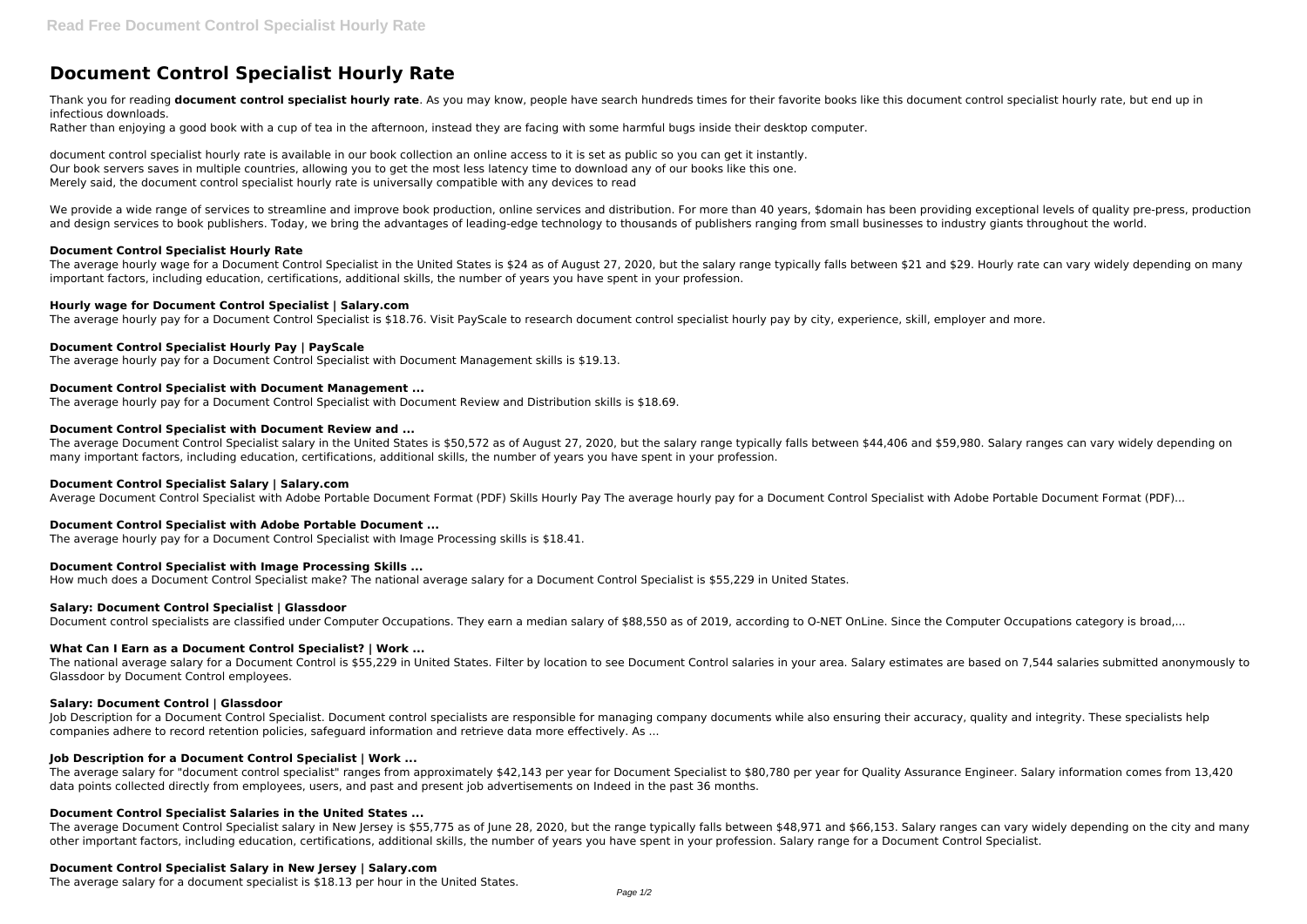# Document Control Specialist Hourly Rate

Thank you for reading **document control specialist hourly rate**. As you may know, people have search hundreds times for their favorite books like this document control specialist hourly rate, but end up in infectious downloads.

Rather than enjoying a good book with a cup of tea in the afternoon, instead they are facing with some harmful bugs inside their desktop computer.

document control specialist hourly rate is available in our book collection an online access to it is set as public so you can get it instantly.
Our book servers saves in multiple countries, allowing you to get the most less latency time to download any of our books like this one.
Merely said, the document control specialist hourly rate is universally compatible with any devices to read

We provide a wide range of services to streamline and improve book production, online services and distribution. For more than 40 years, $domain has been providing exceptional levels of quality pre-press, production and design services to book publishers. Today, we bring the advantages of leading-edge technology to thousands of publishers ranging from small businesses to industry giants throughout the world.

### Document Control Specialist Hourly Rate

The average hourly wage for a Document Control Specialist in the United States is $24 as of August 27, 2020, but the salary range typically falls between $21 and $29. Hourly rate can vary widely depending on many important factors, including education, certifications, additional skills, the number of years you have spent in your profession.

### Hourly wage for Document Control Specialist | Salary.com

The average hourly pay for a Document Control Specialist is $18.76. Visit PayScale to research document control specialist hourly pay by city, experience, skill, employer and more.

### Document Control Specialist Hourly Pay | PayScale

The average hourly pay for a Document Control Specialist with Document Management skills is $19.13.

### Document Control Specialist with Document Management ...

The average hourly pay for a Document Control Specialist with Document Review and Distribution skills is $18.69.

### Document Control Specialist with Document Review and ...

The average Document Control Specialist salary in the United States is $50,572 as of August 27, 2020, but the salary range typically falls between $44,406 and $59,980. Salary ranges can vary widely depending on many important factors, including education, certifications, additional skills, the number of years you have spent in your profession.

### Document Control Specialist Salary | Salary.com

Average Document Control Specialist with Adobe Portable Document Format (PDF) Skills Hourly Pay The average hourly pay for a Document Control Specialist with Adobe Portable Document Format (PDF)...

### Document Control Specialist with Adobe Portable Document ...

The average hourly pay for a Document Control Specialist with Image Processing skills is $18.41.

### Document Control Specialist with Image Processing Skills ...

How much does a Document Control Specialist make? The national average salary for a Document Control Specialist is $55,229 in United States.

### Salary: Document Control Specialist | Glassdoor

Document control specialists are classified under Computer Occupations. They earn a median salary of $88,550 as of 2019, according to O-NET OnLine. Since the Computer Occupations category is broad,...

### What Can I Earn as a Document Control Specialist? | Work ...

The national average salary for a Document Control is $55,229 in United States. Filter by location to see Document Control salaries in your area. Salary estimates are based on 7,544 salaries submitted anonymously to Glassdoor by Document Control employees.

### Salary: Document Control | Glassdoor

Job Description for a Document Control Specialist. Document control specialists are responsible for managing company documents while also ensuring their accuracy, quality and integrity. These specialists help companies adhere to record retention policies, safeguard information and retrieve data more effectively. As ...

### Job Description for a Document Control Specialist | Work ...

The average salary for "document control specialist" ranges from approximately $42,143 per year for Document Specialist to $80,780 per year for Quality Assurance Engineer. Salary information comes from 13,420 data points collected directly from employees, users, and past and present job advertisements on Indeed in the past 36 months.

### Document Control Specialist Salaries in the United States ...

The average Document Control Specialist salary in New Jersey is $55,775 as of June 28, 2020, but the range typically falls between $48,971 and $66,153. Salary ranges can vary widely depending on the city and many other important factors, including education, certifications, additional skills, the number of years you have spent in your profession. Salary range for a Document Control Specialist.

### Document Control Specialist Salary in New Jersey | Salary.com

The average salary for a document specialist is $18.13 per hour in the United States.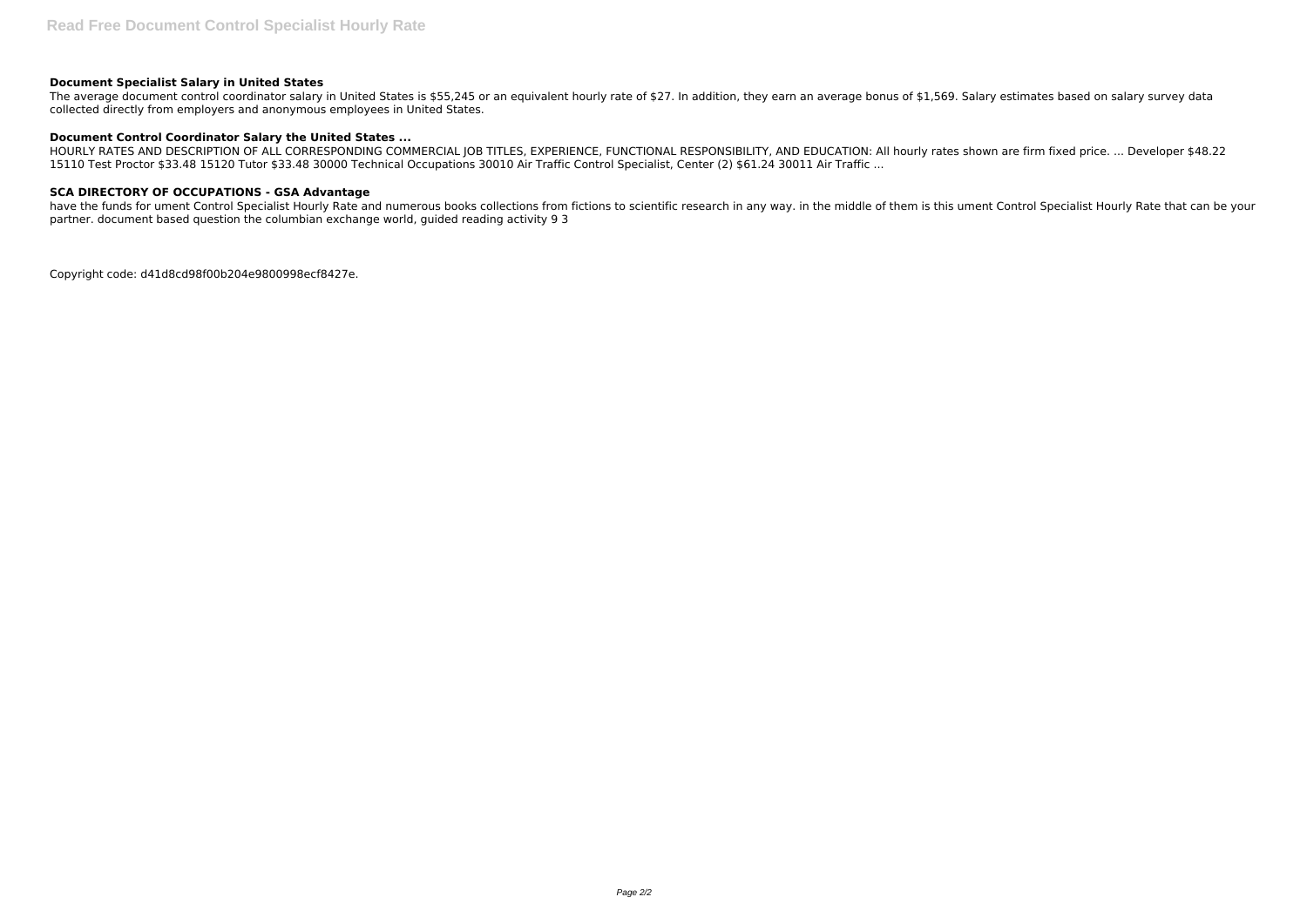### Document Specialist Salary in United States

The average document control coordinator salary in United States is $55,245 or an equivalent hourly rate of $27. In addition, they earn an average bonus of $1,569. Salary estimates based on salary survey data collected directly from employers and anonymous employees in United States.

### Document Control Coordinator Salary the United States ...

HOURLY RATES AND DESCRIPTION OF ALL CORRESPONDING COMMERCIAL JOB TITLES, EXPERIENCE, FUNCTIONAL RESPONSIBILITY, AND EDUCATION: All hourly rates shown are firm fixed price. ... Developer $48.22 15110 Test Proctor $33.48 15120 Tutor $33.48 30000 Technical Occupations 30010 Air Traffic Control Specialist, Center (2) $61.24 30011 Air Traffic ...

### SCA DIRECTORY OF OCCUPATIONS - GSA Advantage

have the funds for ument Control Specialist Hourly Rate and numerous books collections from fictions to scientific research in any way. in the middle of them is this ument Control Specialist Hourly Rate that can be your partner. document based question the columbian exchange world, guided reading activity 9 3

Copyright code: d41d8cd98f00b204e9800998ecf8427e.